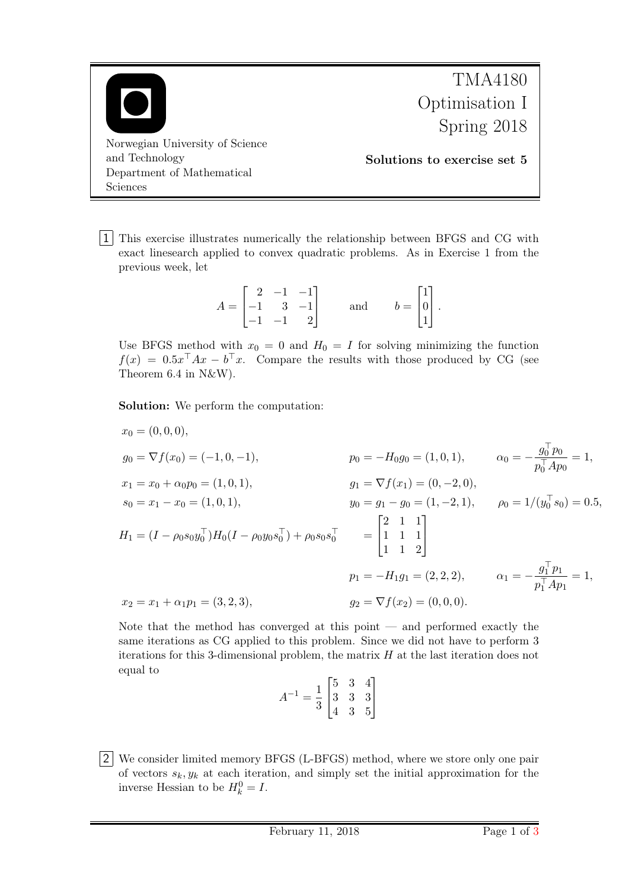TMA4180 Optimisation I Spring 2018

Norwegian University of Science and Technology
Department of Mathematical Sciences

**Solutions to exercise set 5**

**1** This exercise illustrates numerically the relationship between BFGS and CG with exact linesearch applied to convex quadratic problems. As in Exercise 1 from the previous week, let

$$A = \begin{bmatrix} 2 & -1 & -1 \\ -1 & 3 & -1 \\ -1 & -1 & 2 \end{bmatrix} \qquad \text{and} \qquad b = \begin{bmatrix} 1 \\ 0 \\ 1 \end{bmatrix}.$$

Use BFGS method with $x_0 = 0$ and $H_0 = I$ for solving minimizing the function $f(x) = 0.5x^\top Ax - b^\top x$. Compare the results with those produced by CG (see Theorem 6.4 in N&W).

**Solution:** We perform the computation:

$$x_0 = (0,0,0),$$

$$g_0 = \nabla f(x_0) = (-1,0,-1), \qquad p_0 = -H_0 g_0 = (1,0,1), \qquad \alpha_0 = -\frac{g_0^\top p_0}{p_0^\top A p_0} = 1,$$

$$x_1 = x_0 + \alpha_0 p_0 = (1,0,1), \qquad g_1 = \nabla f(x_1) = (0,-2,0),$$

$$s_0 = x_1 - x_0 = (1,0,1), \qquad y_0 = g_1 - g_0 = (1,-2,1), \qquad \rho_0 = 1/(y_0^\top s_0) = 0.5,$$

$$H_1 = (I - \rho_0 s_0 y_0^\top) H_0 (I - \rho_0 y_0 s_0^\top) + \rho_0 s_0 s_0^\top \qquad = \begin{bmatrix} 2 & 1 & 1 \\ 1 & 1 & 1 \\ 1 & 1 & 2 \end{bmatrix}$$

$$p_1 = -H_1 g_1 = (2,2,2), \qquad \alpha_1 = -\frac{g_1^\top p_1}{p_1^\top A p_1} = 1,$$

$$x_2 = x_1 + \alpha_1 p_1 = (3,2,3), \qquad g_2 = \nabla f(x_2) = (0,0,0).$$

Note that the method has converged at this point — and performed exactly the same iterations as CG applied to this problem. Since we did not have to perform 3 iterations for this 3-dimensional problem, the matrix $H$ at the last iteration does not equal to

$$A^{-1} = \frac{1}{3}\begin{bmatrix} 5 & 3 & 4 \\ 3 & 3 & 3 \\ 4 & 3 & 5 \end{bmatrix}$$

**2** We consider limited memory BFGS (L-BFGS) method, where we store only one pair of vectors $s_k, y_k$ at each iteration, and simply set the initial approximation for the inverse Hessian to be $H_k^0 = I$.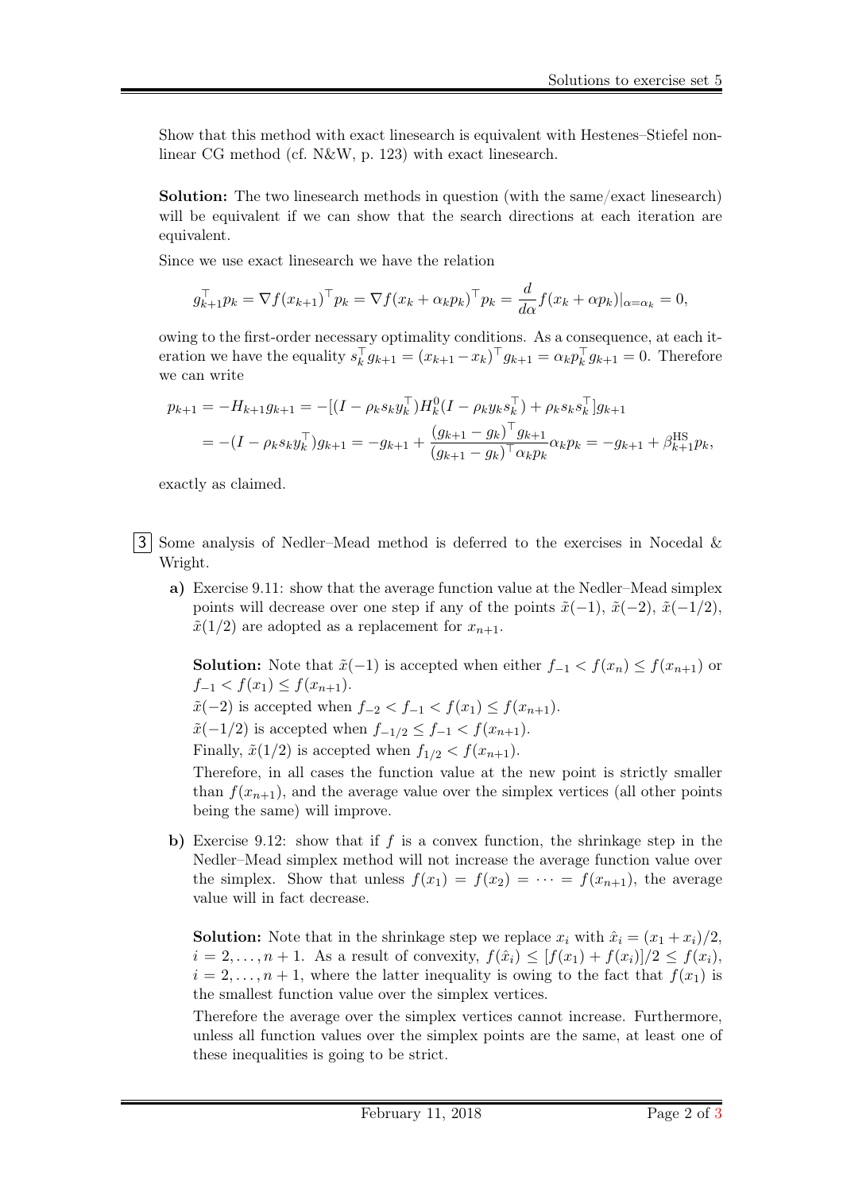Show that this method with exact linesearch is equivalent with Hestenes–Stiefel nonlinear CG method (cf. N&W, p. 123) with exact linesearch.

**Solution:** The two linesearch methods in question (with the same/exact linesearch) will be equivalent if we can show that the search directions at each iteration are equivalent.

Since we use exact linesearch we have the relation

$$g_{k+1}^\top p_k = \nabla f(x_{k+1})^\top p_k = \nabla f(x_k + \alpha_k p_k)^\top p_k = \frac{d}{d\alpha} f(x_k + \alpha p_k)|_{\alpha=\alpha_k} = 0,$$

owing to the first-order necessary optimality conditions. As a consequence, at each iteration we have the equality $s_k^\top g_{k+1} = (x_{k+1} - x_k)^\top g_{k+1} = \alpha_k p_k^\top g_{k+1} = 0$. Therefore we can write

$$\begin{aligned} p_{k+1} = -H_{k+1} g_{k+1} &= -[(I - \rho_k s_k y_k^\top) H_k^0 (I - \rho_k y_k s_k^\top) + \rho_k s_k s_k^\top] g_{k+1} \\ &= -(I - \rho_k s_k y_k^\top) g_{k+1} = -g_{k+1} + \frac{(g_{k+1} - g_k)^\top g_{k+1}}{(g_{k+1} - g_k)^\top \alpha_k p_k} \alpha_k p_k = -g_{k+1} + \beta_{k+1}^{\mathrm{HS}} p_k, \end{aligned}$$

exactly as claimed.

3 Some analysis of Nedler–Mead method is deferred to the exercises in Nocedal & Wright.

**a)** Exercise 9.11: show that the average function value at the Nedler–Mead simplex points will decrease over one step if any of the points $\tilde{x}(-1)$, $\tilde{x}(-2)$, $\tilde{x}(-1/2)$, $\tilde{x}(1/2)$ are adopted as a replacement for $x_{n+1}$.

**Solution:** Note that $\tilde{x}(-1)$ is accepted when either $f_{-1} < f(x_n) \leq f(x_{n+1})$ or $f_{-1} < f(x_1) \leq f(x_{n+1})$.

$\tilde{x}(-2)$ is accepted when $f_{-2} < f_{-1} < f(x_1) \leq f(x_{n+1})$.

$\tilde{x}(-1/2)$ is accepted when $f_{-1/2} \leq f_{-1} < f(x_{n+1})$.

Finally, $\tilde{x}(1/2)$ is accepted when $f_{1/2} < f(x_{n+1})$.

Therefore, in all cases the function value at the new point is strictly smaller than $f(x_{n+1})$, and the average value over the simplex vertices (all other points being the same) will improve.

**b)** Exercise 9.12: show that if $f$ is a convex function, the shrinkage step in the Nedler–Mead simplex method will not increase the average function value over the simplex. Show that unless $f(x_1) = f(x_2) = \cdots = f(x_{n+1})$, the average value will in fact decrease.

**Solution:** Note that in the shrinkage step we replace $x_i$ with $\hat{x}_i = (x_1 + x_i)/2$, $i = 2, \ldots, n+1$. As a result of convexity, $f(\hat{x}_i) \leq [f(x_1) + f(x_i)]/2 \leq f(x_i)$, $i = 2, \ldots, n+1$, where the latter inequality is owing to the fact that $f(x_1)$ is the smallest function value over the simplex vertices.

Therefore the average over the simplex vertices cannot increase. Furthermore, unless all function values over the simplex points are the same, at least one of these inequalities is going to be strict.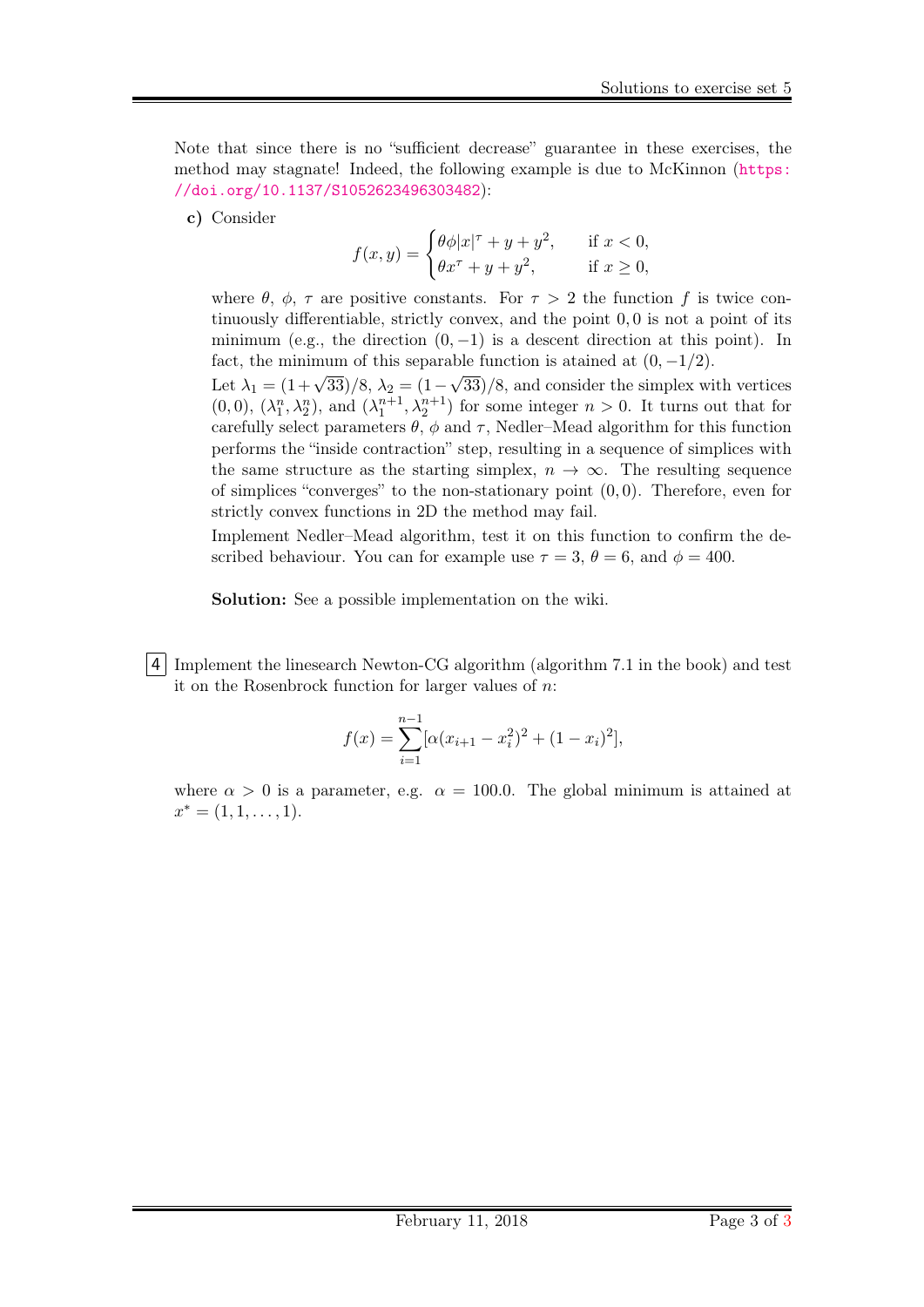Note that since there is no "sufficient decrease" guarantee in these exercises, the method may stagnate! Indeed, the following example is due to McKinnon (https://doi.org/10.1137/S1052623496303482):

**c)** Consider

$$f(x,y) = \begin{cases} \theta\phi|x|^\tau + y + y^2, & \text{if } x < 0, \\ \theta x^\tau + y + y^2, & \text{if } x \geq 0, \end{cases}$$

where $\theta$, $\phi$, $\tau$ are positive constants. For $\tau > 2$ the function $f$ is twice continuously differentiable, strictly convex, and the point $0, 0$ is not a point of its minimum (e.g., the direction $(0, -1)$ is a descent direction at this point). In fact, the minimum of this separable function is atained at $(0, -1/2)$.

Let $\lambda_1 = (1+\sqrt{33})/8$, $\lambda_2 = (1-\sqrt{33})/8$, and consider the simplex with vertices $(0,0)$, $(\lambda_1^n, \lambda_2^n)$, and $(\lambda_1^{n+1}, \lambda_2^{n+1})$ for some integer $n > 0$. It turns out that for carefully select parameters $\theta$, $\phi$ and $\tau$, Nedler–Mead algorithm for this function performs the "inside contraction" step, resulting in a sequence of simplices with the same structure as the starting simplex, $n \to \infty$. The resulting sequence of simplices "converges" to the non-stationary point $(0,0)$. Therefore, even for strictly convex functions in 2D the method may fail.

Implement Nedler–Mead algorithm, test it on this function to confirm the described behaviour. You can for example use $\tau = 3$, $\theta = 6$, and $\phi = 400$.

**Solution:** See a possible implementation on the wiki.

**4** Implement the linesearch Newton-CG algorithm (algorithm 7.1 in the book) and test it on the Rosenbrock function for larger values of $n$:

$$f(x) = \sum_{i=1}^{n-1} [\alpha(x_{i+1} - x_i^2)^2 + (1 - x_i)^2],$$

where $\alpha > 0$ is a parameter, e.g. $\alpha = 100.0$. The global minimum is attained at $x^* = (1, 1, \ldots, 1)$.